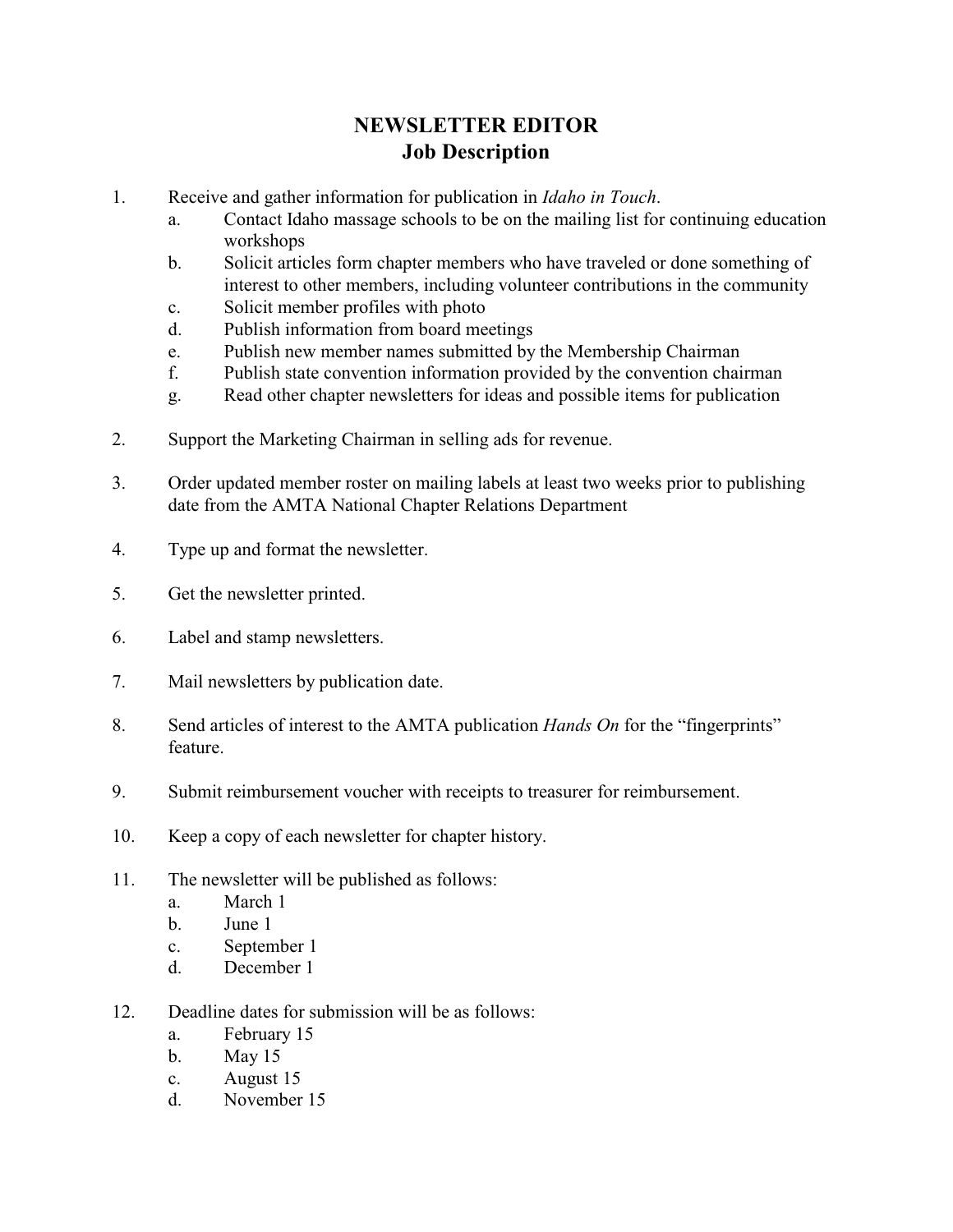# NEWSLETTER EDITOR
## Job Description

1. Receive and gather information for publication in *Idaho in Touch*.
   a. Contact Idaho massage schools to be on the mailing list for continuing education workshops
   b. Solicit articles form chapter members who have traveled or done something of interest to other members, including volunteer contributions in the community
   c. Solicit member profiles with photo
   d. Publish information from board meetings
   e. Publish new member names submitted by the Membership Chairman
   f. Publish state convention information provided by the convention chairman
   g. Read other chapter newsletters for ideas and possible items for publication

2. Support the Marketing Chairman in selling ads for revenue.

3. Order updated member roster on mailing labels at least two weeks prior to publishing date from the AMTA National Chapter Relations Department

4. Type up and format the newsletter.

5. Get the newsletter printed.

6. Label and stamp newsletters.

7. Mail newsletters by publication date.

8. Send articles of interest to the AMTA publication *Hands On* for the "fingerprints" feature.

9. Submit reimbursement voucher with receipts to treasurer for reimbursement.

10. Keep a copy of each newsletter for chapter history.

11. The newsletter will be published as follows:
    a. March 1
    b. June 1
    c. September 1
    d. December 1

12. Deadline dates for submission will be as follows:
    a. February 15
    b. May 15
    c. August 15
    d. November 15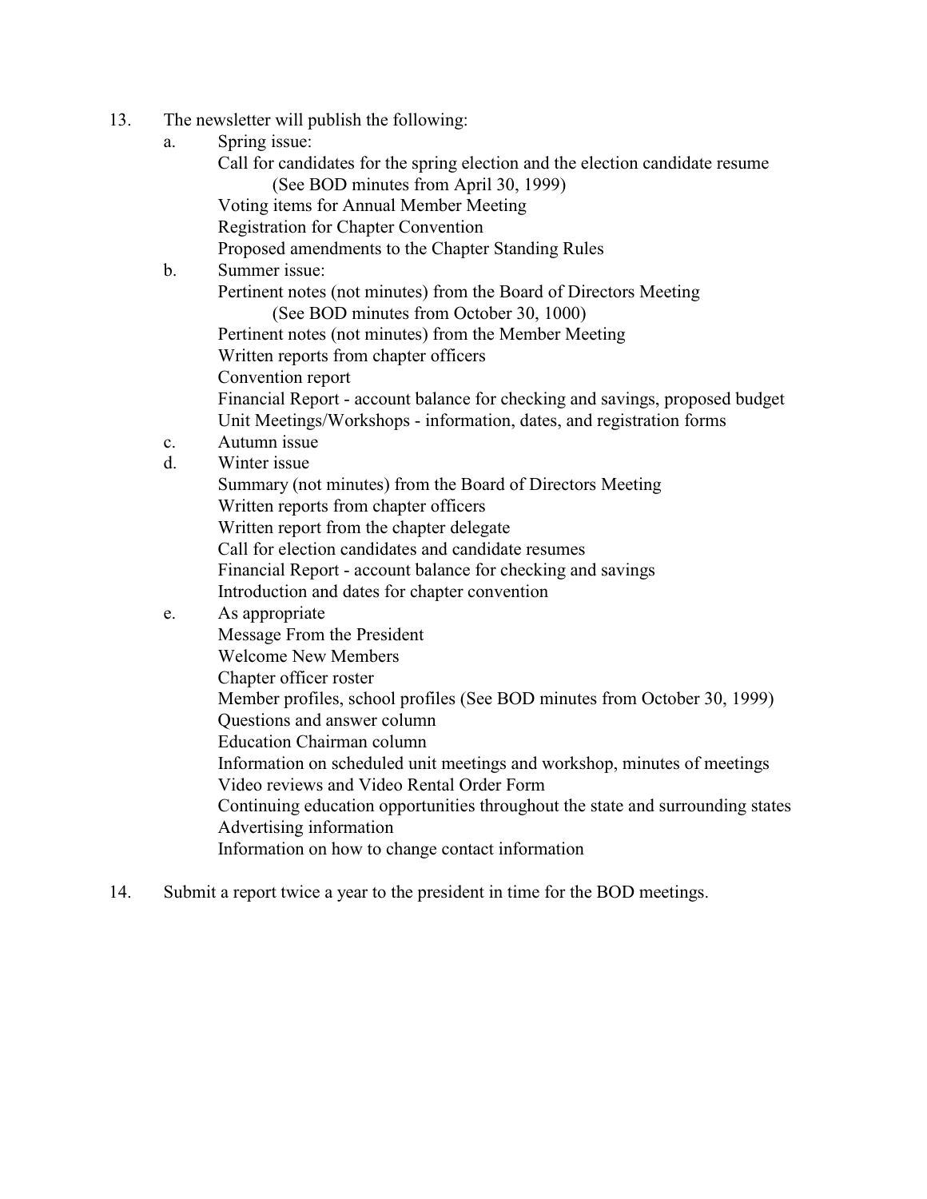13. The newsletter will publish the following:
    a. Spring issue:
       Call for candidates for the spring election and the election candidate resume
          (See BOD minutes from April 30, 1999)
       Voting items for Annual Member Meeting
       Registration for Chapter Convention
       Proposed amendments to the Chapter Standing Rules
    b. Summer issue:
       Pertinent notes (not minutes) from the Board of Directors Meeting
          (See BOD minutes from October 30, 1000)
       Pertinent notes (not minutes) from the Member Meeting
       Written reports from chapter officers
       Convention report
       Financial Report - account balance for checking and savings, proposed budget
       Unit Meetings/Workshops - information, dates, and registration forms
    c. Autumn issue
    d. Winter issue
       Summary (not minutes) from the Board of Directors Meeting
       Written reports from chapter officers
       Written report from the chapter delegate
       Call for election candidates and candidate resumes
       Financial Report - account balance for checking and savings
       Introduction and dates for chapter convention
    e. As appropriate
       Message From the President
       Welcome New Members
       Chapter officer roster
       Member profiles, school profiles (See BOD minutes from October 30, 1999)
       Questions and answer column
       Education Chairman column
       Information on scheduled unit meetings and workshop, minutes of meetings
       Video reviews and Video Rental Order Form
       Continuing education opportunities throughout the state and surrounding states
       Advertising information
       Information on how to change contact information

14. Submit a report twice a year to the president in time for the BOD meetings.